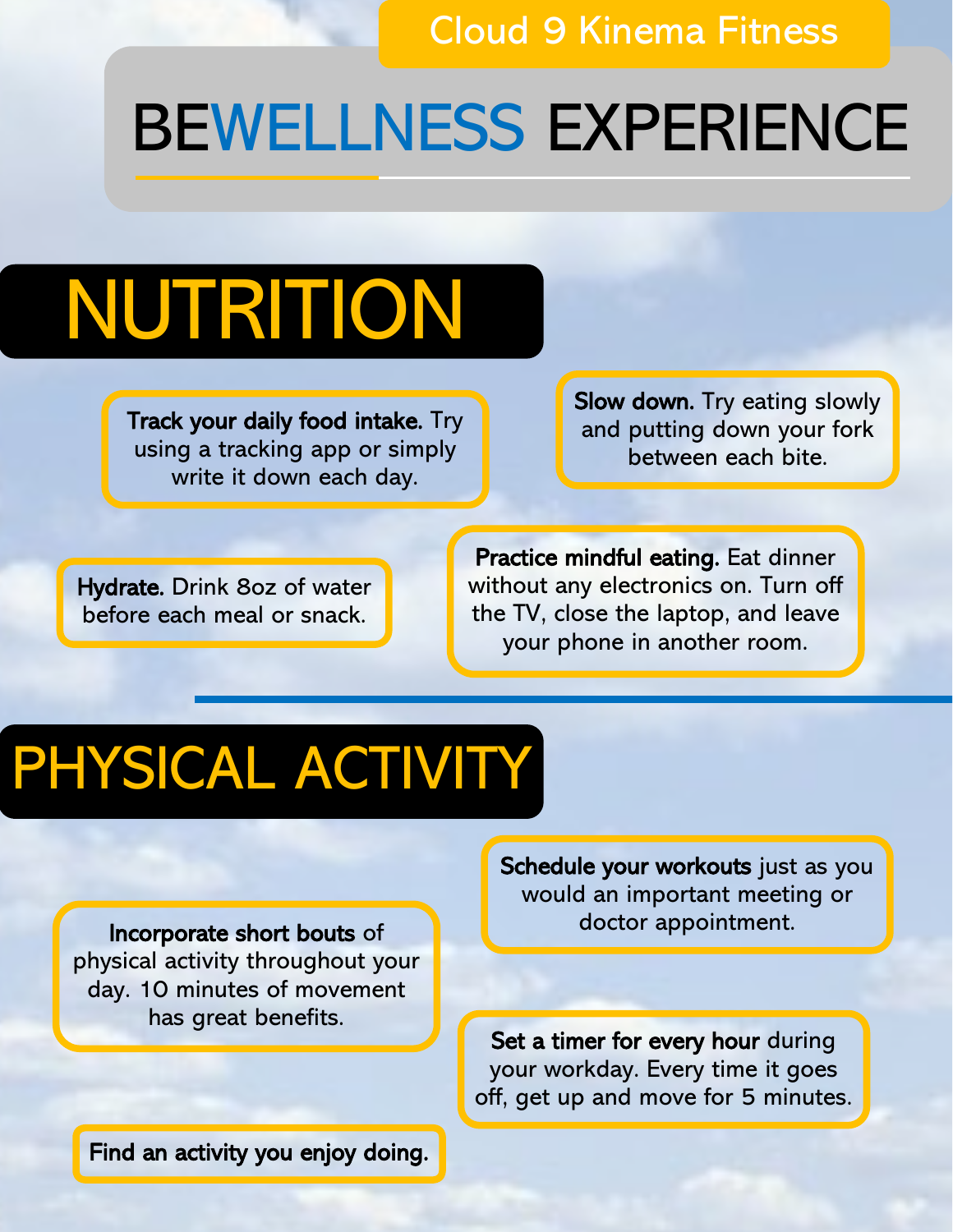Cloud 9 Kinema Fitness

# BEWELLNESS EXPERIENCE

## NUTRITION

**Track your daily food intake.** Try using a tracking app or simply write it down each day.

**Slow down.** Try eating slowly and putting down your fork between each bite.

**Hydrate.** Drink 8oz of water before each meal or snack.

**Practice mindful eating.** Eat dinner without any electronics on. Turn off the TV, close the laptop, and leave your phone in another room.

## PHYSICAL ACTIVITY

**Schedule your workouts** just as you would an important meeting or doctor appointment.

**Incorporate short bouts** of physical activity throughout your day. 10 minutes of movement has great benefits.

**Set a timer for every hour** during your workday. Every time it goes off, get up and move for 5 minutes.

**Find an activity you enjoy doing.**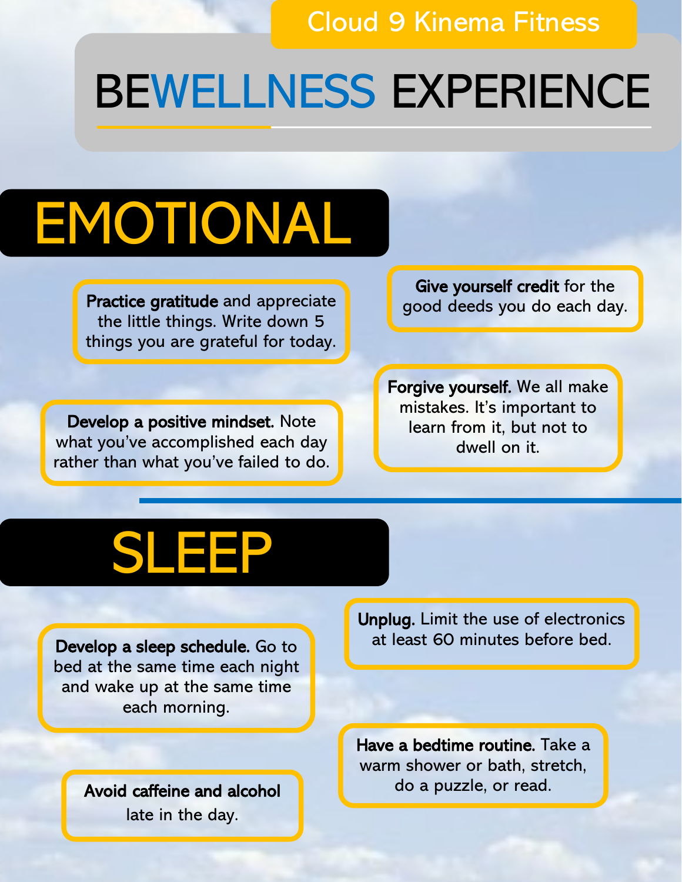Cloud 9 Kinema Fitness

# BEWELLNESS EXPERIENCE

## EMOTIONAL

**Practice gratitude** and appreciate the little things. Write down 5 things you are grateful for today.

**Give yourself credit** for the good deeds you do each day.

**Develop a positive mindset.** Note what you've accomplished each day rather than what you've failed to do.

**Forgive yourself.** We all make mistakes. It's important to learn from it, but not to dwell on it.

## SLEEP

**Develop a sleep schedule.** Go to bed at the same time each night and wake up at the same time each morning.

**Unplug.** Limit the use of electronics at least 60 minutes before bed.

**Avoid caffeine and alcohol** late in the day.

**Have a bedtime routine.** Take a warm shower or bath, stretch, do a puzzle, or read.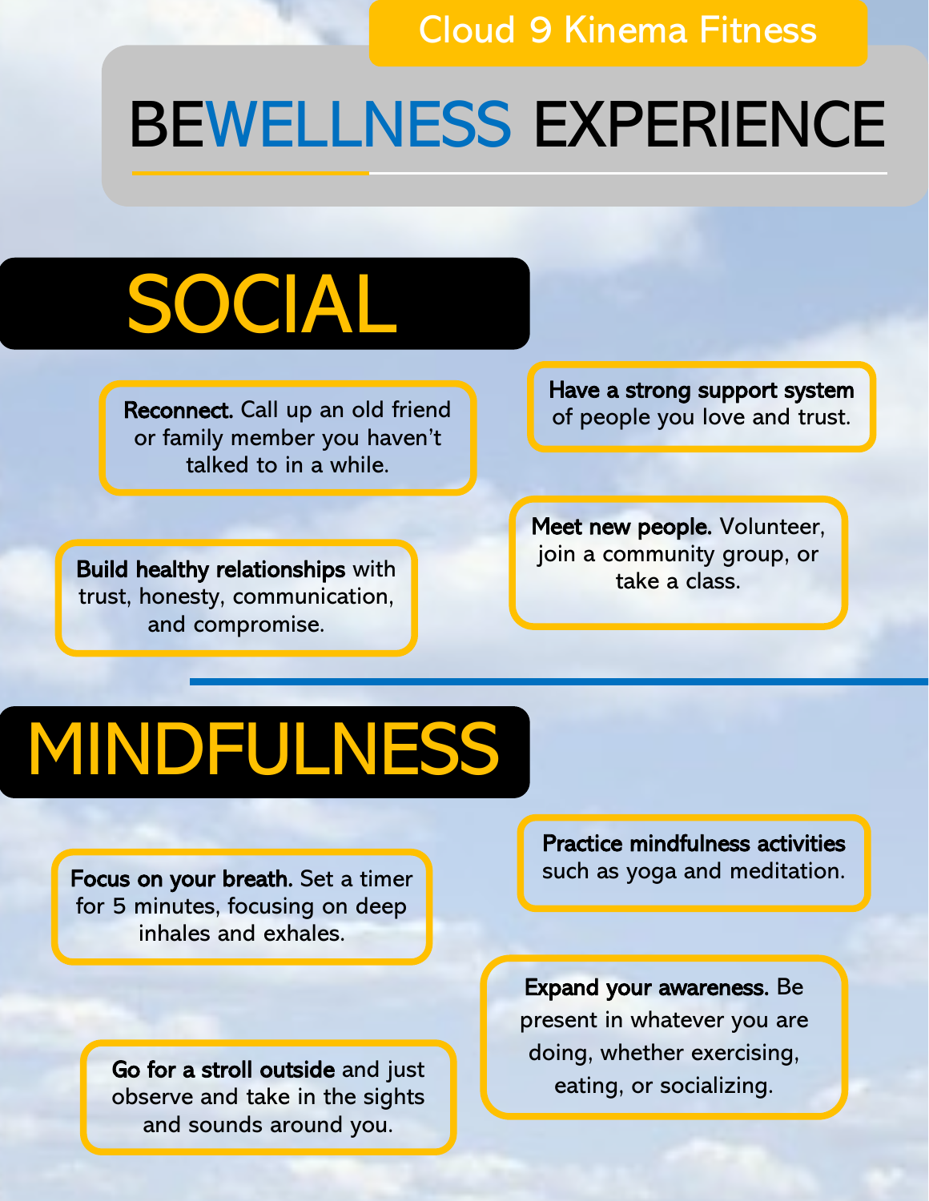Cloud 9 Kinema Fitness

# BEWELLNESS EXPERIENCE

## SOCIAL

**Reconnect.** Call up an old friend or family member you haven't talked to in a while.

**Have a strong support system** of people you love and trust.

**Build healthy relationships** with trust, honesty, communication, and compromise.

**Meet new people.** Volunteer, join a community group, or take a class.

## MINDFULNESS

**Focus on your breath.** Set a timer for 5 minutes, focusing on deep inhales and exhales.

**Practice mindfulness activities** such as yoga and meditation.

**Go for a stroll outside** and just observe and take in the sights and sounds around you.

**Expand your awareness.** Be present in whatever you are doing, whether exercising, eating, or socializing.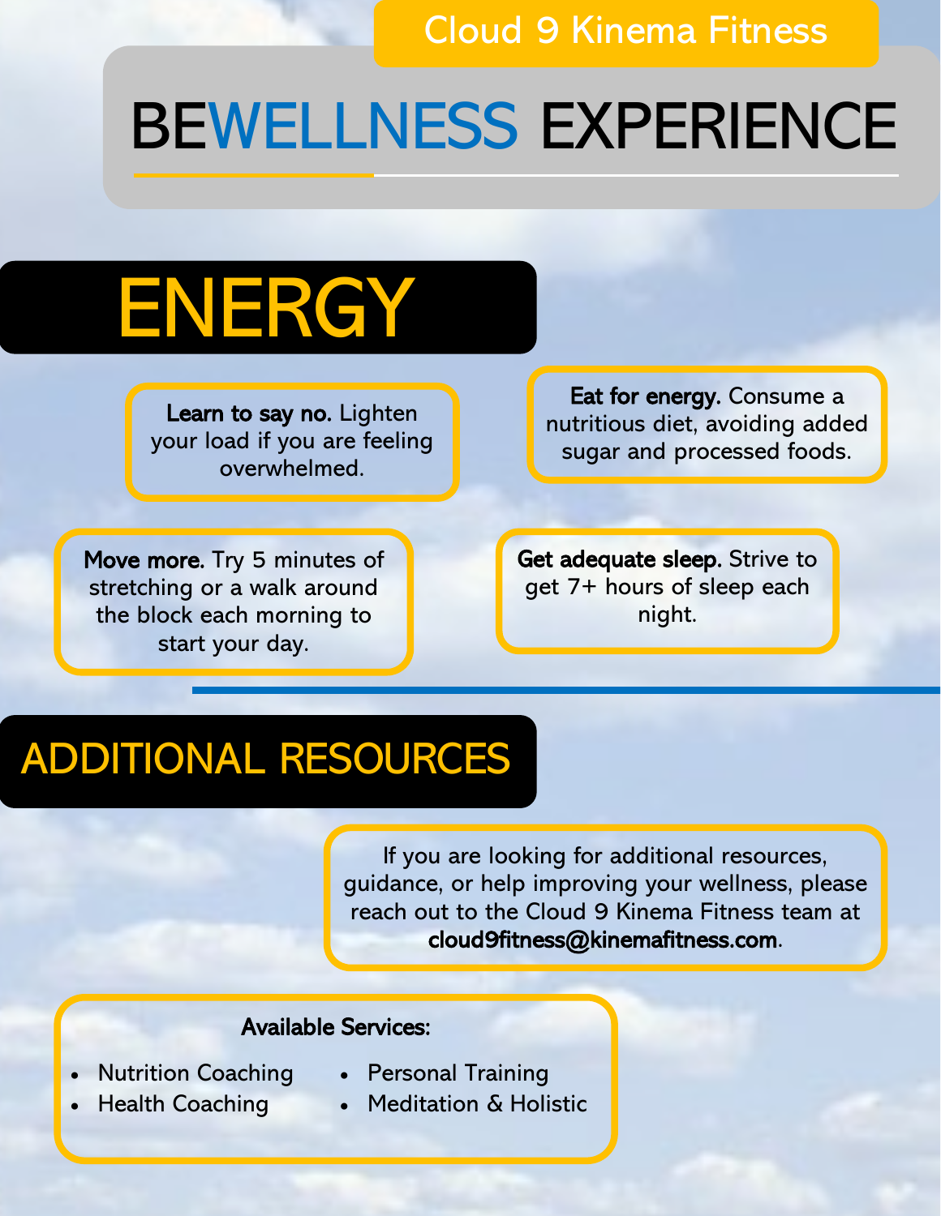Cloud 9 Kinema Fitness

# BEWELLNESS EXPERIENCE

## ENERGY

**Learn to say no.** Lighten your load if you are feeling overwhelmed.

**Eat for energy.** Consume a nutritious diet, avoiding added sugar and processed foods.

**Move more.** Try 5 minutes of stretching or a walk around the block each morning to start your day.

**Get adequate sleep.** Strive to get 7+ hours of sleep each night.

## ADDITIONAL RESOURCES

If you are looking for additional resources, guidance, or help improving your wellness, please reach out to the Cloud 9 Kinema Fitness team at **cloud9fitness@kinemafitness.com**.

**Available Services:**

- Nutrition Coaching
- Health Coaching
- Personal Training
- Meditation & Holistic